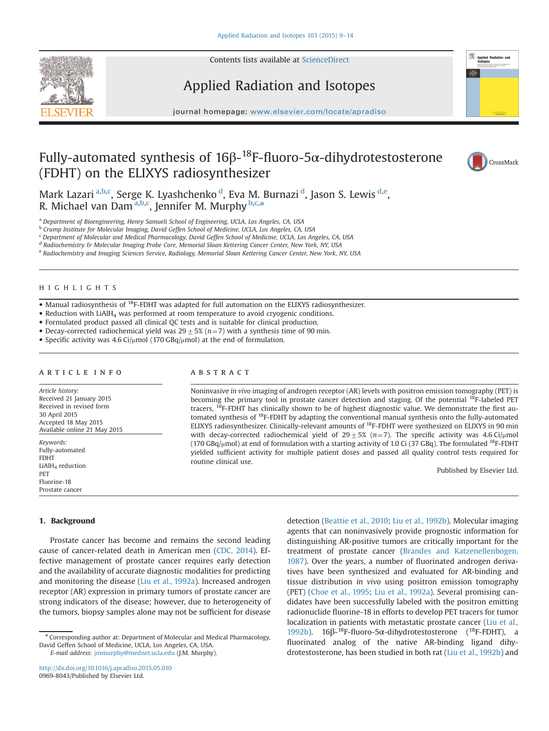# Fully-automated synthesis of 16β-$^{18}$F-fluoro-5α-dihydrotestosterone (FDHT) on the ELIXYS radiosynthesizer

Mark Lazari [a,b,c], Serge K. Lyashchenko [d], Eva M. Burnazi [d], Jason S. Lewis [d,e], R. Michael van Dam [a,b,c], Jennifer M. Murphy [b,c,*]

[a] Department of Bioengineering, Henry Samueli School of Engineering, UCLA, Los Angeles, CA, USA
[b] Crump Institute for Molecular Imaging, David Geffen School of Medicine, UCLA, Los Angeles, CA, USA
[c] Department of Molecular and Medical Pharmacology, David Geffen School of Medicine, UCLA, Los Angeles, CA, USA
[d] Radiochemistry & Molecular Imaging Probe Core, Memorial Sloan Kettering Cancer Center, New York, NY, USA
[e] Radiochemistry and Imaging Sciences Service, Radiology, Memorial Sloan Kettering Cancer Center, New York, NY, USA

## HIGHLIGHTS

- Manual radiosynthesis of $^{18}$F-FDHT was adapted for full automation on the ELIXYS radiosynthesizer.
- Reduction with $LiAlH_4$ was performed at room temperature to avoid cryogenic conditions.
- Formulated product passed all clinical QC tests and is suitable for clinical production.
- Decay-corrected radiochemical yield was $29 \pm 5\%$ ($n=7$) with a synthesis time of 90 min.
- Specific activity was 4.6 Ci/μmol (170 GBq/μmol) at the end of formulation.

## ARTICLE INFO

*Article history:*
Received 21 January 2015
Received in revised form 30 April 2015
Accepted 18 May 2015
Available online 21 May 2015

*Keywords:*
Fully-automated
FDHT
$LiAlH_4$ reduction
PET
Fluorine-18
Prostate cancer

## ABSTRACT

Noninvasive *in vivo* imaging of androgen receptor (AR) levels with positron emission tomography (PET) is becoming the primary tool in prostate cancer detection and staging. Of the potential $^{18}$F-labeled PET tracers, $^{18}$F-FDHT has clinically shown to be of highest diagnostic value. We demonstrate the first automated synthesis of $^{18}$F-FDHT by adapting the conventional manual synthesis onto the fully-automated ELIXYS radiosynthesizer. Clinically-relevant amounts of $^{18}$F-FDHT were synthesized on ELIXYS in 90 min with decay-corrected radiochemical yield of $29 \pm 5\%$ ($n=7$). The specific activity was 4.6 Ci/μmol (170 GBq/μmol) at end of formulation with a starting activity of 1.0 Ci (37 GBq). The formulated $^{18}$F-FDHT yielded sufficient activity for multiple patient doses and passed all quality control tests required for routine clinical use.

Published by Elsevier Ltd.

## 1. Background

Prostate cancer has become and remains the second leading cause of cancer-related death in American men (CDC, 2014). Effective management of prostate cancer requires early detection and the availability of accurate diagnostic modalities for predicting and monitoring the disease (Liu et al., 1992a). Increased androgen receptor (AR) expression in primary tumors of prostate cancer are strong indicators of the disease; however, due to heterogeneity of the tumors, biopsy samples alone may not be sufficient for disease detection (Beattie et al., 2010; Liu et al., 1992b). Molecular imaging agents that can noninvasively provide prognostic information for distinguishing AR-positive tumors are critically important for the treatment of prostate cancer (Brandes and Katzenellenbogen, 1987). Over the years, a number of fluorinated androgen derivatives have been synthesized and evaluated for AR-binding and tissue distribution *in vivo* using positron emission tomography (PET) (Choe et al., 1995; Liu et al., 1992a). Several promising candidates have been successfully labeled with the positron emitting radionuclide fluorine-18 in efforts to develop PET tracers for tumor localization in patients with metastatic prostate cancer (Liu et al., 1992b). 16β-$^{18}$F-fluoro-5α-dihydrotestosterone ($^{18}$F-FDHT), a fluorinated analog of the native AR-binding ligand dihydrotestosterone, has been studied in both rat (Liu et al., 1992b) and

\* Corresponding author at: Department of Molecular and Medical Pharmacology, David Geffen School of Medicine, UCLA, Los Angeles, CA, USA.
*E-mail address:* jmmurphy@mednet.ucla.edu (J.M. Murphy).

http://dx.doi.org/10.1016/j.apradiso.2015.05.010
0969-8043/Published by Elsevier Ltd.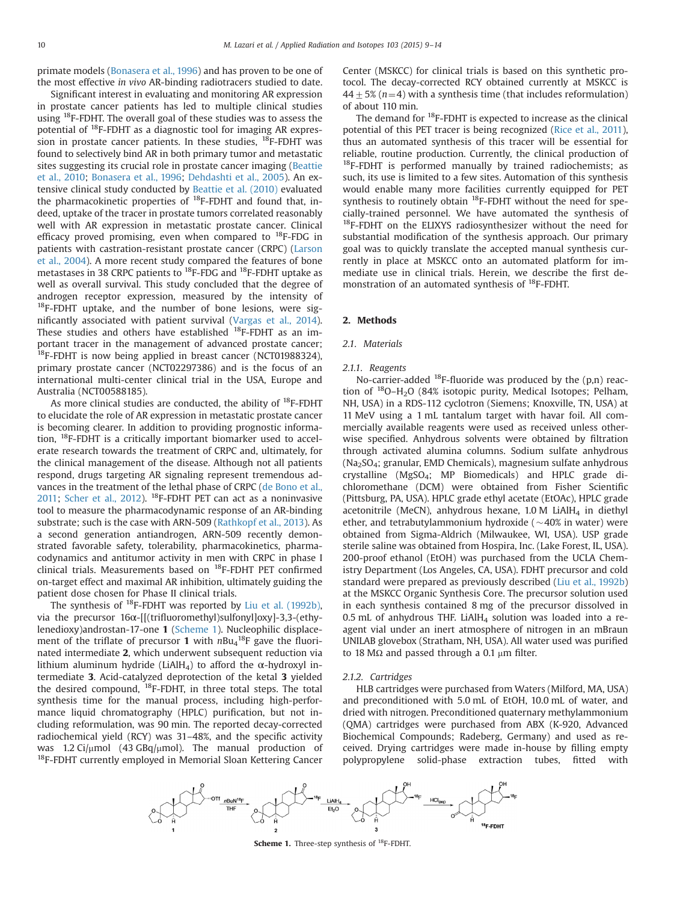primate models (Bonasera et al., 1996) and has proven to be one of the most effective *in vivo* AR-binding radiotracers studied to date.

Significant interest in evaluating and monitoring AR expression in prostate cancer patients has led to multiple clinical studies using $^{18}$F-FDHT. The overall goal of these studies was to assess the potential of $^{18}$F-FDHT as a diagnostic tool for imaging AR expression in prostate cancer patients. In these studies, $^{18}$F-FDHT was found to selectively bind AR in both primary tumor and metastatic sites suggesting its crucial role in prostate cancer imaging (Beattie et al., 2010; Bonasera et al., 1996; Dehdashti et al., 2005). An extensive clinical study conducted by Beattie et al. (2010) evaluated the pharmacokinetic properties of $^{18}$F-FDHT and found that, indeed, uptake of the tracer in prostate tumors correlated reasonably well with AR expression in metastatic prostate cancer. Clinical efficacy proved promising, even when compared to $^{18}$F-FDG in patients with castration-resistant prostate cancer (CRPC) (Larson et al., 2004). A more recent study compared the features of bone metastases in 38 CRPC patients to $^{18}$F-FDG and $^{18}$F-FDHT uptake as well as overall survival. This study concluded that the degree of androgen receptor expression, measured by the intensity of $^{18}$F-FDHT uptake, and the number of bone lesions, were significantly associated with patient survival (Vargas et al., 2014). These studies and others have established $^{18}$F-FDHT as an important tracer in the management of advanced prostate cancer; $^{18}$F-FDHT is now being applied in breast cancer (NCT01988324), primary prostate cancer (NCT02297386) and is the focus of an international multi-center clinical trial in the USA, Europe and Australia (NCT00588185).

As more clinical studies are conducted, the ability of $^{18}$F-FDHT to elucidate the role of AR expression in metastatic prostate cancer is becoming clearer. In addition to providing prognostic information, $^{18}$F-FDHT is a critically important biomarker used to accelerate research towards the treatment of CRPC and, ultimately, for the clinical management of the disease. Although not all patients respond, drugs targeting AR signaling represent tremendous advances in the treatment of the lethal phase of CRPC (de Bono et al., 2011; Scher et al., 2012). $^{18}$F-FDHT PET can act as a noninvasive tool to measure the pharmacodynamic response of an AR-binding substrate; such is the case with ARN-509 (Rathkopf et al., 2013). As a second generation antiandrogen, ARN-509 recently demonstrated favorable safety, tolerability, pharmacokinetics, pharmacodynamics and antitumor activity in men with CRPC in phase I clinical trials. Measurements based on $^{18}$F-FDHT PET confirmed on-target effect and maximal AR inhibition, ultimately guiding the patient dose chosen for Phase II clinical trials.

The synthesis of $^{18}$F-FDHT was reported by Liu et al. (1992b), via the precursor 16α-[[(trifluoromethyl)sulfonyl]oxy]-3,3-(ethylenedioxy)androstan-17-one **1** (Scheme 1). Nucleophilic displacement of the triflate of precursor **1** with $n$Bu$_4$$^{18}$F gave the fluorinated intermediate **2**, which underwent subsequent reduction via lithium aluminum hydride ($LiAlH_4$) to afford the α-hydroxyl intermediate **3**. Acid-catalyzed deprotection of the ketal **3** yielded the desired compound, $^{18}$F-FDHT, in three total steps. The total synthesis time for the manual process, including high-performance liquid chromatography (HPLC) purification, but not including reformulation, was 90 min. The reported decay-corrected radiochemical yield (RCY) was 31–48%, and the specific activity was 1.2 Ci/μmol (43 GBq/μmol). The manual production of $^{18}$F-FDHT currently employed in Memorial Sloan Kettering Cancer Center (MSKCC) for clinical trials is based on this synthetic protocol. The decay-corrected RCY obtained currently at MSKCC is $44 \pm 5\%$ ($n=4$) with a synthesis time (that includes reformulation) of about 110 min.

The demand for $^{18}$F-FDHT is expected to increase as the clinical potential of this PET tracer is being recognized (Rice et al., 2011), thus an automated synthesis of this tracer will be essential for reliable, routine production. Currently, the clinical production of $^{18}$F-FDHT is performed manually by trained radiochemists; as such, its use is limited to a few sites. Automation of this synthesis would enable many more facilities currently equipped for PET synthesis to routinely obtain $^{18}$F-FDHT without the need for specially-trained personnel. We have automated the synthesis of $^{18}$F-FDHT on the ELIXYS radiosynthesizer without the need for substantial modification of the synthesis approach. Our primary goal was to quickly translate the accepted manual synthesis currently in place at MSKCC onto an automated platform for immediate use in clinical trials. Herein, we describe the first demonstration of an automated synthesis of $^{18}$F-FDHT.

## 2. Methods

### 2.1. Materials

#### 2.1.1. Reagents

No-carrier-added $^{18}$F-fluoride was produced by the (p,n) reaction of $^{18}$O–$H_2O$ (84% isotopic purity, Medical Isotopes; Pelham, NH, USA) in a RDS-112 cyclotron (Siemens; Knoxville, TN, USA) at 11 MeV using a 1 mL tantalum target with havar foil. All commercially available reagents were used as received unless otherwise specified. Anhydrous solvents were obtained by filtration through activated alumina columns. Sodium sulfate anhydrous ($Na_2SO_4$; granular, EMD Chemicals), magnesium sulfate anhydrous crystalline ($MgSO_4$; MP Biomedicals) and HPLC grade dichloromethane (DCM) were obtained from Fisher Scientific (Pittsburg, PA, USA). HPLC grade ethyl acetate (EtOAc), HPLC grade acetonitrile (MeCN), anhydrous hexane, 1.0 M $LiAlH_4$ in diethyl ether, and tetrabutylammonium hydroxide (~40% in water) were obtained from Sigma-Aldrich (Milwaukee, WI, USA). USP grade sterile saline was obtained from Hospira, Inc. (Lake Forest, IL, USA). 200-proof ethanol (EtOH) was purchased from the UCLA Chemistry Department (Los Angeles, CA, USA). FDHT precursor and cold standard were prepared as previously described (Liu et al., 1992b) at the MSKCC Organic Synthesis Core. The precursor solution used in each synthesis contained 8 mg of the precursor dissolved in 0.5 mL of anhydrous THF. $LiAlH_4$ solution was loaded into a reagent vial under an inert atmosphere of nitrogen in an mBraun UNILAB glovebox (Stratham, NH, USA). All water used was purified to 18 MΩ and passed through a 0.1 μm filter.

#### 2.1.2. Cartridges

HLB cartridges were purchased from Waters (Milford, MA, USA) and preconditioned with 5.0 mL of EtOH, 10.0 mL of water, and dried with nitrogen. Preconditioned quaternary methylammonium (QMA) cartridges were purchased from ABX (K-920, Advanced Biochemical Compounds; Radeberg, Germany) and used as received. Drying cartridges were made in-house by filling empty polypropylene solid-phase extraction tubes, fitted with

**Scheme 1.** Three-step synthesis of $^{18}$F-FDHT.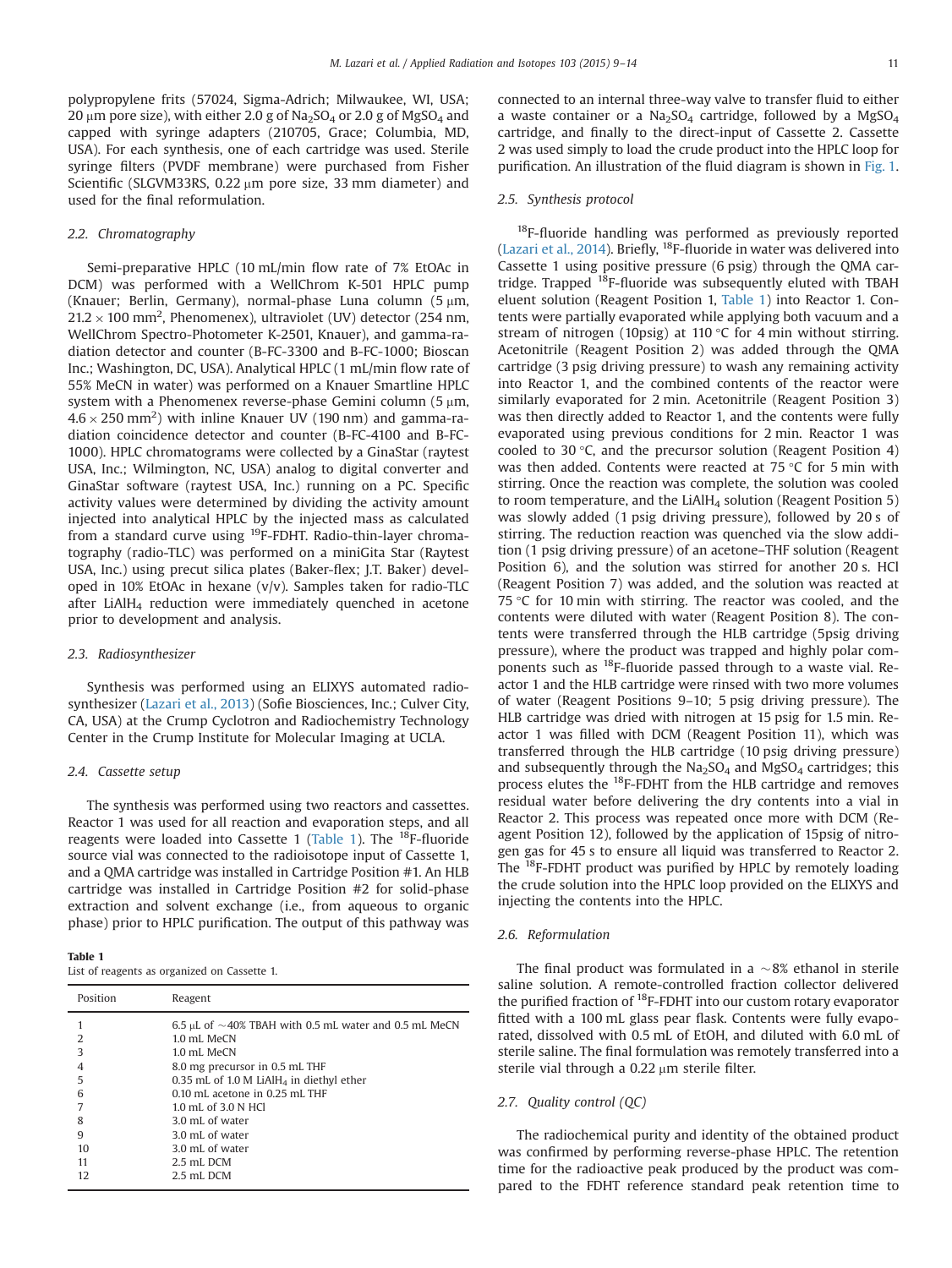polypropylene frits (57024, Sigma-Adrich; Milwaukee, WI, USA; 20 μm pore size), with either 2.0 g of $Na_2SO_4$ or 2.0 g of $MgSO_4$ and capped with syringe adapters (210705, Grace; Columbia, MD, USA). For each synthesis, one of each cartridge was used. Sterile syringe filters (PVDF membrane) were purchased from Fisher Scientific (SLGVM33RS, 0.22 μm pore size, 33 mm diameter) and used for the final reformulation.

### 2.2. Chromatography

Semi-preparative HPLC (10 mL/min flow rate of 7% EtOAc in DCM) was performed with a WellChrom K-501 HPLC pump (Knauer; Berlin, Germany), normal-phase Luna column (5 μm, $21.2 \times 100\ mm^2$, Phenomenex), ultraviolet (UV) detector (254 nm, WellChrom Spectro-Photometer K-2501, Knauer), and gamma-radiation detector and counter (B-FC-3300 and B-FC-1000; Bioscan Inc.; Washington, DC, USA). Analytical HPLC (1 mL/min flow rate of 55% MeCN in water) was performed on a Knauer Smartline HPLC system with a Phenomenex reverse-phase Gemini column (5 μm, $4.6 \times 250\ mm^2$) with inline Knauer UV (190 nm) and gamma-radiation coincidence detector and counter (B-FC-4100 and B-FC-1000). HPLC chromatograms were collected by a GinaStar (raytest USA, Inc.; Wilmington, NC, USA) analog to digital converter and GinaStar software (raytest USA, Inc.) running on a PC. Specific activity values were determined by dividing the activity amount injected into analytical HPLC by the injected mass as calculated from a standard curve using $^{19}$F-FDHT. Radio-thin-layer chromatography (radio-TLC) was performed on a miniGita Star (Raytest USA, Inc.) using precut silica plates (Baker-flex; J.T. Baker) developed in 10% EtOAc in hexane (v/v). Samples taken for radio-TLC after $LiAlH_4$ reduction were immediately quenched in acetone prior to development and analysis.

### 2.3. Radiosynthesizer

Synthesis was performed using an ELIXYS automated radiosynthesizer (Lazari et al., 2013) (Sofie Biosciences, Inc.; Culver City, CA, USA) at the Crump Cyclotron and Radiochemistry Technology Center in the Crump Institute for Molecular Imaging at UCLA.

### 2.4. Cassette setup

The synthesis was performed using two reactors and cassettes. Reactor 1 was used for all reaction and evaporation steps, and all reagents were loaded into Cassette 1 (Table 1). The $^{18}$F-fluoride source vial was connected to the radioisotope input of Cassette 1, and a QMA cartridge was installed in Cartridge Position #1. An HLB cartridge was installed in Cartridge Position #2 for solid-phase extraction and solvent exchange (i.e., from aqueous to organic phase) prior to HPLC purification. The output of this pathway was connected to an internal three-way valve to transfer fluid to either a waste container or a $Na_2SO_4$ cartridge, followed by a $MgSO_4$ cartridge, and finally to the direct-input of Cassette 2. Cassette 2 was used simply to load the crude product into the HPLC loop for purification. An illustration of the fluid diagram is shown in Fig. 1.

**Table 1**
List of reagents as organized on Cassette 1.

| Position | Reagent |
|---|---|
| 1 | 6.5 μL of ~40% TBAH with 0.5 mL water and 0.5 mL MeCN |
| 2 | 1.0 mL MeCN |
| 3 | 1.0 mL MeCN |
| 4 | 8.0 mg precursor in 0.5 mL THF |
| 5 | 0.35 mL of 1.0 M $LiAlH_4$ in diethyl ether |
| 6 | 0.10 mL acetone in 0.25 mL THF |
| 7 | 1.0 mL of 3.0 N HCl |
| 8 | 3.0 mL of water |
| 9 | 3.0 mL of water |
| 10 | 3.0 mL of water |
| 11 | 2.5 mL DCM |
| 12 | 2.5 mL DCM |

### 2.5. Synthesis protocol

$^{18}$F-fluoride handling was performed as previously reported (Lazari et al., 2014). Briefly, $^{18}$F-fluoride in water was delivered into Cassette 1 using positive pressure (6 psig) through the QMA cartridge. Trapped $^{18}$F-fluoride was subsequently eluted with TBAH eluent solution (Reagent Position 1, Table 1) into Reactor 1. Contents were partially evaporated while applying both vacuum and a stream of nitrogen (10psig) at 110 °C for 4 min without stirring. Acetonitrile (Reagent Position 2) was added through the QMA cartridge (3 psig driving pressure) to wash any remaining activity into Reactor 1, and the combined contents of the reactor were similarly evaporated for 2 min. Acetonitrile (Reagent Position 3) was then directly added to Reactor 1, and the contents were fully evaporated using previous conditions for 2 min. Reactor 1 was cooled to 30 °C, and the precursor solution (Reagent Position 4) was then added. Contents were reacted at 75 °C for 5 min with stirring. Once the reaction was complete, the solution was cooled to room temperature, and the $LiAlH_4$ solution (Reagent Position 5) was slowly added (1 psig driving pressure), followed by 20 s of stirring. The reduction reaction was quenched via the slow addition (1 psig driving pressure) of an acetone–THF solution (Reagent Position 6), and the solution was stirred for another 20 s. HCl (Reagent Position 7) was added, and the solution was reacted at 75 °C for 10 min with stirring. The reactor was cooled, and the contents were diluted with water (Reagent Position 8). The contents were transferred through the HLB cartridge (5psig driving pressure), where the product was trapped and highly polar components such as $^{18}$F-fluoride passed through to a waste vial. Reactor 1 and the HLB cartridge were rinsed with two more volumes of water (Reagent Positions 9–10; 5 psig driving pressure). The HLB cartridge was dried with nitrogen at 15 psig for 1.5 min. Reactor 1 was filled with DCM (Reagent Position 11), which was transferred through the HLB cartridge (10 psig driving pressure) and subsequently through the $Na_2SO_4$ and $MgSO_4$ cartridges; this process elutes the $^{18}$F-FDHT from the HLB cartridge and removes residual water before delivering the dry contents into a vial in Reactor 2. This process was repeated once more with DCM (Reagent Position 12), followed by the application of 15psig of nitrogen gas for 45 s to ensure all liquid was transferred to Reactor 2. The $^{18}$F-FDHT product was purified by HPLC by remotely loading the crude solution into the HPLC loop provided on the ELIXYS and injecting the contents into the HPLC.

### 2.6. Reformulation

The final product was formulated in a ~8% ethanol in sterile saline solution. A remote-controlled fraction collector delivered the purified fraction of $^{18}$F-FDHT into our custom rotary evaporator fitted with a 100 mL glass pear flask. Contents were fully evaporated, dissolved with 0.5 mL of EtOH, and diluted with 6.0 mL of sterile saline. The final formulation was remotely transferred into a sterile vial through a 0.22 μm sterile filter.

### 2.7. Quality control (QC)

The radiochemical purity and identity of the obtained product was confirmed by performing reverse-phase HPLC. The retention time for the radioactive peak produced by the product was compared to the FDHT reference standard peak retention time to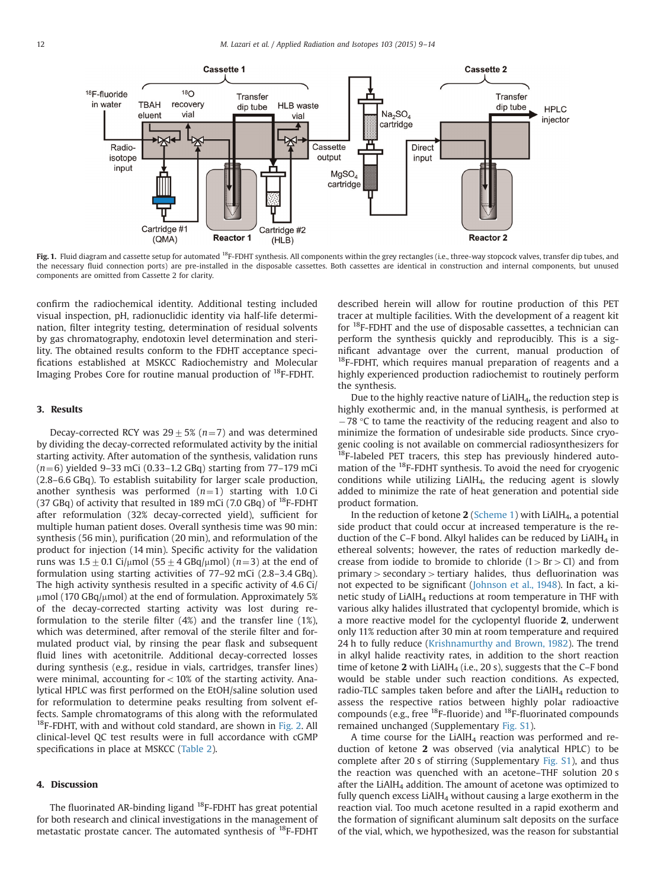Fig. 1. Fluid diagram and cassette setup for automated $^{18}$F-FDHT synthesis. All components within the grey rectangles (i.e., three-way stopcock valves, transfer dip tubes, and the necessary fluid connection ports) are pre-installed in the disposable cassettes. Both cassettes are identical in construction and internal components, but unused components are omitted from Cassette 2 for clarity.

confirm the radiochemical identity. Additional testing included visual inspection, pH, radionuclidic identity via half-life determination, filter integrity testing, determination of residual solvents by gas chromatography, endotoxin level determination and sterility. The obtained results conform to the FDHT acceptance specifications established at MSKCC Radiochemistry and Molecular Imaging Probes Core for routine manual production of $^{18}$F-FDHT.

## 3. Results

Decay-corrected RCY was $29 \pm 5\%$ ($n=7$) and was determined by dividing the decay-corrected reformulated activity by the initial starting activity. After automation of the synthesis, validation runs ($n=6$) yielded 9–33 mCi (0.33–1.2 GBq) starting from 77–179 mCi (2.8–6.6 GBq). To establish suitability for larger scale production, another synthesis was performed ($n=1$) starting with 1.0 Ci (37 GBq) of activity that resulted in 189 mCi (7.0 GBq) of $^{18}$F-FDHT after reformulation (32% decay-corrected yield), sufficient for multiple human patient doses. Overall synthesis time was 90 min: synthesis (56 min), purification (20 min), and reformulation of the product for injection (14 min). Specific activity for the validation runs was $1.5 \pm 0.1$ Ci/μmol ($55 \pm 4$ GBq/μmol) ($n=3$) at the end of formulation using starting activities of 77–92 mCi (2.8–3.4 GBq). The high activity synthesis resulted in a specific activity of 4.6 Ci/μmol (170 GBq/μmol) at the end of formulation. Approximately 5% of the decay-corrected starting activity was lost during reformulation to the sterile filter (4%) and the transfer line (1%), which was determined, after removal of the sterile filter and formulated product vial, by rinsing the pear flask and subsequent fluid lines with acetonitrile. Additional decay-corrected losses during synthesis (e.g., residue in vials, cartridges, transfer lines) were minimal, accounting for < 10% of the starting activity. Analytical HPLC was first performed on the EtOH/saline solution used for reformulation to determine peaks resulting from solvent effects. Sample chromatograms of this along with the reformulated $^{18}$F-FDHT, with and without cold standard, are shown in Fig. 2. All clinical-level QC test results were in full accordance with cGMP specifications in place at MSKCC (Table 2).

## 4. Discussion

The fluorinated AR-binding ligand $^{18}$F-FDHT has great potential for both research and clinical investigations in the management of metastatic prostate cancer. The automated synthesis of $^{18}$F-FDHT described herein will allow for routine production of this PET tracer at multiple facilities. With the development of a reagent kit for $^{18}$F-FDHT and the use of disposable cassettes, a technician can perform the synthesis quickly and reproducibly. This is a significant advantage over the current, manual production of $^{18}$F-FDHT, which requires manual preparation of reagents and a highly experienced production radiochemist to routinely perform the synthesis.

Due to the highly reactive nature of $LiAlH_4$, the reduction step is highly exothermic and, in the manual synthesis, is performed at −78 °C to tame the reactivity of the reducing reagent and also to minimize the formation of undesirable side products. Since cryogenic cooling is not available on commercial radiosynthesizers for $^{18}$F-labeled PET tracers, this step has previously hindered automation of the $^{18}$F-FDHT synthesis. To avoid the need for cryogenic conditions while utilizing $LiAlH_4$, the reducing agent is slowly added to minimize the rate of heat generation and potential side product formation.

In the reduction of ketone **2** (Scheme 1) with $LiAlH_4$, a potential side product that could occur at increased temperature is the reduction of the C–F bond. Alkyl halides can be reduced by $LiAlH_4$ in ethereal solvents; however, the rates of reduction markedly decrease from iodide to bromide to chloride (I > Br > Cl) and from primary > secondary > tertiary halides, thus defluorination was not expected to be significant (Johnson et al., 1948). In fact, a kinetic study of $LiAlH_4$ reductions at room temperature in THF with various alky halides illustrated that cyclopentyl bromide, which is a more reactive model for the cyclopentyl fluoride **2**, underwent only 11% reduction after 30 min at room temperature and required 24 h to fully reduce (Krishnamurthy and Brown, 1982). The trend in alkyl halide reactivity rates, in addition to the short reaction time of ketone **2** with $LiAlH_4$ (i.e., 20 s), suggests that the C–F bond would be stable under such reaction conditions. As expected, radio-TLC samples taken before and after the $LiAlH_4$ reduction to assess the respective ratios between highly polar radioactive compounds (e.g., free $^{18}$F-fluoride) and $^{18}$F-fluorinated compounds remained unchanged (Supplementary Fig. S1).

A time course for the $LiAlH_4$ reaction was performed and reduction of ketone **2** was observed (via analytical HPLC) to be complete after 20 s of stirring (Supplementary Fig. S1), and thus the reaction was quenched with an acetone–THF solution 20 s after the $LiAlH_4$ addition. The amount of acetone was optimized to fully quench excess $LiAlH_4$ without causing a large exotherm in the reaction vial. Too much acetone resulted in a rapid exotherm and the formation of significant aluminum salt deposits on the surface of the vial, which, we hypothesized, was the reason for substantial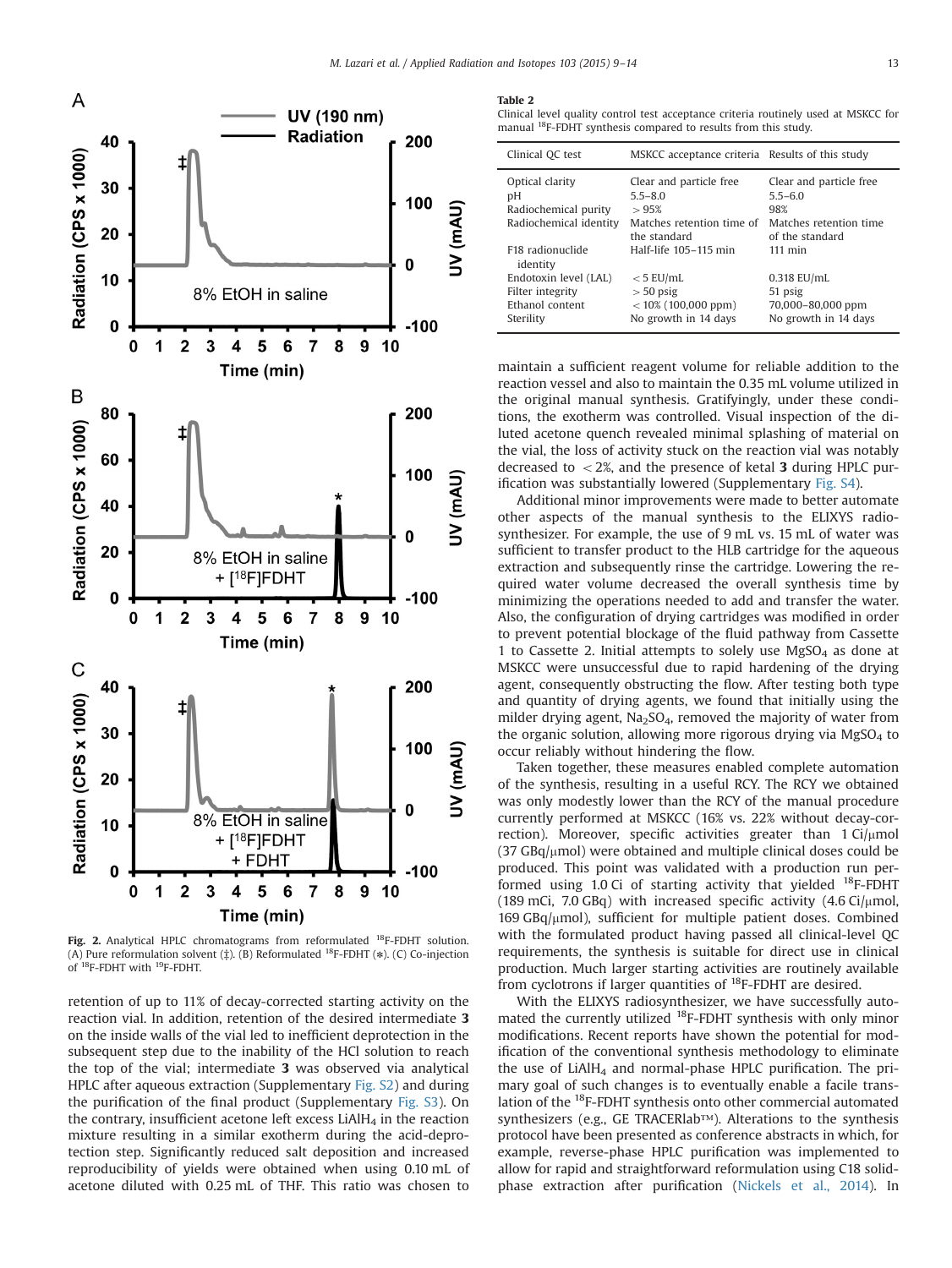Fig. 2. Analytical HPLC chromatograms from reformulated $^{18}$F-FDHT solution. (A) Pure reformulation solvent (‡). (B) Reformulated $^{18}$F-FDHT (*). (C) Co-injection of $^{18}$F-FDHT with $^{19}$F-FDHT.

retention of up to 11% of decay-corrected starting activity on the reaction vial. In addition, retention of the desired intermediate **3** on the inside walls of the vial led to inefficient deprotection in the subsequent step due to the inability of the HCl solution to reach the top of the vial; intermediate **3** was observed via analytical HPLC after aqueous extraction (Supplementary Fig. S2) and during the purification of the final product (Supplementary Fig. S3). On the contrary, insufficient acetone left excess $LiAlH_4$ in the reaction mixture resulting in a similar exotherm during the acid-deprotection step. Significantly reduced salt deposition and increased reproducibility of yields were obtained when using 0.10 mL of acetone diluted with 0.25 mL of THF. This ratio was chosen to maintain a sufficient reagent volume for reliable addition to the reaction vessel and also to maintain the 0.35 mL volume utilized in the original manual synthesis. Gratifyingly, under these conditions, the exotherm was controlled. Visual inspection of the diluted acetone quench revealed minimal splashing of material on the vial, the loss of activity stuck on the reaction vial was notably decreased to <2%, and the presence of ketal **3** during HPLC purification was substantially lowered (Supplementary Fig. S4).

**Table 2**
Clinical level quality control test acceptance criteria routinely used at MSKCC for manual $^{18}$F-FDHT synthesis compared to results from this study.

| Clinical QC test | MSKCC acceptance criteria | Results of this study |
|---|---|---|
| Optical clarity | Clear and particle free | Clear and particle free |
| pH | 5.5–8.0 | 5.5–6.0 |
| Radiochemical purity | >95% | 98% |
| Radiochemical identity | Matches retention time of the standard | Matches retention time of the standard |
| F18 radionuclide identity | Half-life 105–115 min | 111 min |
| Endotoxin level (LAL) | <5 EU/mL | 0.318 EU/mL |
| Filter integrity | >50 psig | 51 psig |
| Ethanol content | <10% (100,000 ppm) | 70,000–80,000 ppm |
| Sterility | No growth in 14 days | No growth in 14 days |

Additional minor improvements were made to better automate other aspects of the manual synthesis to the ELIXYS radiosynthesizer. For example, the use of 9 mL vs. 15 mL of water was sufficient to transfer product to the HLB cartridge for the aqueous extraction and subsequently rinse the cartridge. Lowering the required water volume decreased the overall synthesis time by minimizing the operations needed to add and transfer the water. Also, the configuration of drying cartridges was modified in order to prevent potential blockage of the fluid pathway from Cassette 1 to Cassette 2. Initial attempts to solely use $MgSO_4$ as done at MSKCC were unsuccessful due to rapid hardening of the drying agent, consequently obstructing the flow. After testing both type and quantity of drying agents, we found that initially using the milder drying agent, $Na_2SO_4$, removed the majority of water from the organic solution, allowing more rigorous drying via $MgSO_4$ to occur reliably without hindering the flow.

Taken together, these measures enabled complete automation of the synthesis, resulting in a useful RCY. The RCY we obtained was only modestly lower than the RCY of the manual procedure currently performed at MSKCC (16% vs. 22% without decay-correction). Moreover, specific activities greater than 1 Ci/μmol (37 GBq/μmol) were obtained and multiple clinical doses could be produced. This point was validated with a production run performed using 1.0 Ci of starting activity that yielded $^{18}$F-FDHT (189 mCi, 7.0 GBq) with increased specific activity (4.6 Ci/μmol, 169 GBq/μmol), sufficient for multiple patient doses. Combined with the formulated product having passed all clinical-level QC requirements, the synthesis is suitable for direct use in clinical production. Much larger starting activities are routinely available from cyclotrons if larger quantities of $^{18}$F-FDHT are desired.

With the ELIXYS radiosynthesizer, we have successfully automated the currently utilized $^{18}$F-FDHT synthesis with only minor modifications. Recent reports have shown the potential for modification of the conventional synthesis methodology to eliminate the use of $LiAlH_4$ and normal-phase HPLC purification. The primary goal of such changes is to eventually enable a facile translation of the $^{18}$F-FDHT synthesis onto other commercial automated synthesizers (e.g., GE TRACERlab™). Alterations to the synthesis protocol have been presented as conference abstracts in which, for example, reverse-phase HPLC purification was implemented to allow for rapid and straightforward reformulation using C18 solid-phase extraction after purification (Nickels et al., 2014). In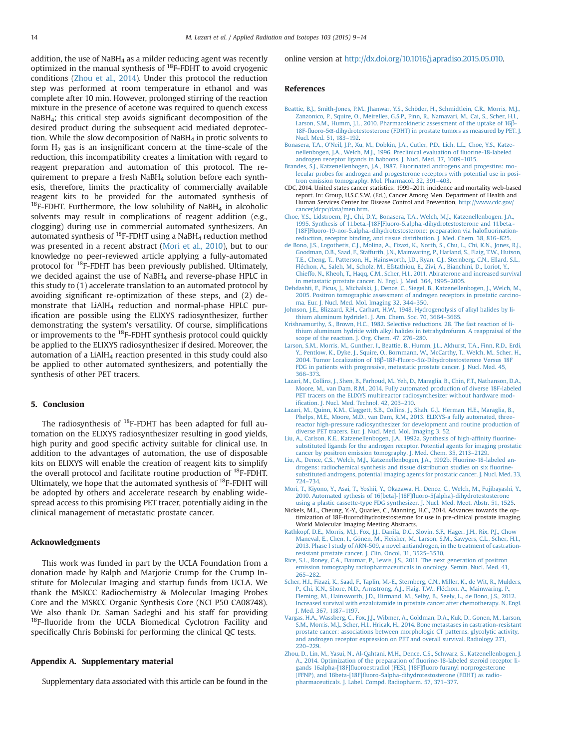addition, the use of $NaBH_4$ as a milder reducing agent was recently optimized in the manual synthesis of $^{18}$F-FDHT to avoid cryogenic conditions (Zhou et al., 2014). Under this protocol the reduction step was performed at room temperature in ethanol and was complete after 10 min. However, prolonged stirring of the reaction mixture in the presence of acetone was required to quench excess $NaBH_4$; this critical step avoids significant decomposition of the desired product during the subsequent acid mediated deprotection. While the slow decomposition of $NaBH_4$ in protic solvents to form $H_2$ gas is an insignificant concern at the time-scale of the reduction, this incompatibility creates a limitation with regard to reagent preparation and automation of this protocol. The requirement to prepare a fresh $NaBH_4$ solution before each synthesis, therefore, limits the practicality of commercially available reagent kits to be provided for the automated synthesis of $^{18}$F-FDHT. Furthermore, the low solubility of $NaBH_4$ in alcoholic solvents may result in complications of reagent addition (e.g., clogging) during use in commercial automated synthesizers. An automated synthesis of $^{18}$F-FDHT using a $NaBH_4$ reduction method was presented in a recent abstract (Mori et al., 2010), but to our knowledge no peer-reviewed article applying a fully-automated protocol for $^{18}$F-FDHT has been previously published. Ultimately, we decided against the use of $NaBH_4$ and reverse-phase HPLC in this study to (1) accelerate translation to an automated protocol by avoiding significant re-optimization of these steps, and (2) demonstrate that $LiAlH_4$ reduction and normal-phase HPLC purification are possible using the ELIXYS radiosynthesizer, further demonstrating the system's versatility. Of course, simplifications or improvements to the $^{18}$F-FDHT synthesis protocol could quickly be applied to the ELIXYS radiosynthesizer if desired. Moreover, the automation of a $LiAlH_4$ reaction presented in this study could also be applied to other automated synthesizers, and potentially the synthesis of other PET tracers.

## 5. Conclusion

The radiosynthesis of $^{18}$F-FDHT has been adapted for full automation on the ELIXYS radiosynthesizer resulting in good yields, high purity and good specific activity suitable for clinical use. In addition to the advantages of automation, the use of disposable kits on ELIXYS will enable the creation of reagent kits to simplify the overall protocol and facilitate routine production of $^{18}$F-FDHT. Ultimately, we hope that the automated synthesis of $^{18}$F-FDHT will be adopted by others and accelerate research by enabling widespread access to this promising PET tracer, potentially aiding in the clinical management of metastatic prostate cancer.

## Acknowledgments

This work was funded in part by the UCLA Foundation from a donation made by Ralph and Marjorie Crump for the Crump Institute for Molecular Imaging and startup funds from UCLA. We thank the MSKCC Radiochemistry & Molecular Imaging Probes Core and the MSKCC Organic Synthesis Core (NCI P50 CA08748). We also thank Dr. Saman Sadeghi and his staff for providing $^{18}$F-fluoride from the UCLA Biomedical Cyclotron Facility and specifically Chris Bobinski for performing the clinical QC tests.

## Appendix A. Supplementary material

Supplementary data associated with this article can be found in the online version at http://dx.doi.org/10.1016/j.apradiso.2015.05.010.

## References

Beattie, B.J., Smith-Jones, P.M., Jhanwar, Y.S., Schöder, H., Schmidtlein, C.R., Morris, M.J., Zanzonico, P., Squire, O., Meirelles, G.S.P., Finn, R., Namavari, M., Cai, S., Scher, H.I., Larson, S.M., Humm, J.L., 2010. Pharmacokinetic assessment of the uptake of 16β-18F-fluoro-5α-dihydrotestosterone (FDHT) in prostate tumors as measured by PET. J. Nucl. Med. 51, 183–192.

Bonasera, T.A., O'Neil, J.P., Xu, M., Dobkin, J.A., Cutler, P.D., Lich, L.L., Choe, Y.S., Katzenellenbogen, J.A., Welch, M.J., 1996. Preclinical evaluation of fluorine-18-labeled androgen receptor ligands in baboons. J. Nucl. Med. 37, 1009–1015.

Brandes, S.J., Katzenellenbogen, J.A., 1987. Fluorinated androgens and progestins: molecular probes for androgen and progesterone receptors with potential use in positron emission tomography. Mol. Pharmacol. 32, 391–403.

CDC, 2014. United states cancer statistics: 1999–2011 incidence and mortality web-based report. In: Group, U.S.C.S.W. (Ed.), Cancer Among Men. Department of Health and Human Services Center for Disease Control and Prevention, http://www.cdc.gov/cancer/dcpc/data/men.htm.

Choe, Y.S., Lidstroem, P.J., Chi, D.Y., Bonasera, T.A., Welch, M.J., Katzenellenbogen, J.A., 1995. Synthesis of 11.beta.-[18F]Fluoro-5.alpha.-dihydrotestosterone and 11.beta.-[18F]Fluoro-19-nor-5.alpha.-dihydrotestosterone: preparation via halofluorination-reduction, receptor binding, and tissue distribution. J. Med. Chem. 38, 816–825.

de Bono, J.S., Logothetis, C.J., Molina, A., Fizazi, K., North, S., Chu, L., Chi, K.N., Jones, R.J., Goodman, O.B., Saad, F., Staffurth, J.N., Mainwaring, P., Harland, S., Flaig, T.W., Hutson, T.E., Cheng, T., Patterson, H., Hainsworth, J.D., Ryan, C.J., Sternberg, C.N., Ellard, S.L., Fléchon, A., Saleh, M., Scholz, M., Efstathiou, E., Zivi, A., Bianchini, D., Loriot, Y., Chieffo, N., Kheoh, T., Haqq, C.M., Scher, H.I., 2011. Abiraterone and increased survival in metastatic prostate cancer. N. Engl. J. Med. 364, 1995–2005.

Dehdashti, F., Picus, J., Michalski, J., Dence, C., Siegel, B., Katzenellenbogen, J., Welch, M., 2005. Positron tomographic assessment of androgen receptors in prostatic carcinoma. Eur. J. Nucl. Med. Mol. Imaging 32, 344–350.

Johnson, J.E., Blizzard, R.H., Carhart, H.W., 1948. Hydrogenolysis of alkyl halides by lithium aluminum hydride1. J. Am. Chem. Soc. 70, 3664–3665.

Krishnamurthy, S., Brown, H.C., 1982. Selective reductions. 28. The fast reaction of lithium aluminum hydride with alkyl halides in tetrahydrofuran. A reappraisal of the scope of the reaction. J. Org. Chem. 47, 276–280.

Larson, S.M., Morris, M., Gunther, I., Beattie, B., Humm, J.L., Akhurst, T.A., Finn, R.D., Erdi, Y., Pentlow, K., Dyke, J., Squire, O., Bornmann, W., McCarthy, T., Welch, M., Scher, H., 2004. Tumor Localization of 16β-18F-Fluoro-5α-Dihydrotestosterone Versus 18F FDG in patients with progressive, metastatic prostate cancer. J. Nucl. Med. 45, 366–373.

Lazari, M., Collins, J., Shen, B., Farhoud, M., Yeh, D., Maraglia, B., Chin, F.T., Nathanson, D.A., Moore, M., van Dam, R.M., 2014. Fully automated production of diverse 18F-labeled PET tracers on the ELIXYS multireactor radiosynthesizer without hardware modification. J. Nucl. Med. Technol. 42, 203–210.

Lazari, M., Quinn, K.M., Claggett, S.B., Collins, J., Shah, G.J., Herman, H.E., Maraglia, B., Phelps, M.E., Moore, M.D., van Dam, R.M., 2013. ELIXYS-a fully automated, three-reactor high-pressure radiosynthesizer for development and routine production of diverse PET tracers. Eur. J. Nucl. Med. Mol. Imaging 3, 52.

Liu, A., Carlson, K.E., Katzenellenbogen, J.A., 1992a. Synthesis of high-affinity fluorine-substituted ligands for the androgen receptor. Potential agents for imaging prostatic cancer by positron emission tomography. J. Med. Chem. 35, 2113–2129.

Liu, A., Dence, C.S., Welch, M.J., Katzenellenbogen, J.A., 1992b. Fluorine-18-labeled androgens: radiochemical synthesis and tissue distribution studies on six fluorine-substituted androgens, potential imaging agents for prostatic cancer. J. Nucl. Med. 33, 724–734.

Mori, T., Kiyono, Y., Asai, T., Yoshii, Y., Okazawa, H., Dence, C., Welch, M., Fujibayashi, Y., 2010. Automated sythesis of 16[beta]-[18F]fluoro-5(alpha)-dihydrotestosterone using a plastic cassette-type FDG synthesizer. J. Nucl. Med. Meet. Abstr. 51, 1525.

Nickels, M.L., Cheung, Y.-Y., Quarles, C., Manning, H.C., 2014. Advances towards the optimization of 18F-fluorodihydrotestosterone for use in pre-clinical prostate imaging. World Molecular Imaging Meeting Abstracts.

Rathkopf, D.E., Morris, M.J., Fox, J.J., Danila, D.C., Slovin, S.F., Hager, J.H., Rix, P.J., Chow Maneval, E., Chen, I., Gönen, M., Fleisher, M., Larson, S.M., Sawyers, C.L., Scher, H.I., 2013. Phase I study of ARN-509, a novel antiandrogen, in the treatment of castration-resistant prostate cancer. J. Clin. Oncol. 31, 3525–3530.

Rice, S.L., Roney, C.A., Daumar, P., Lewis, J.S., 2011. The next generation of positron emission tomography radiopharmaceuticals in oncology. Semin. Nucl. Med. 41, 265–282.

Scher, H.I., Fizazi, K., Saad, F., Taplin, M.-E., Sternberg, C.N., Miller, K., de Wit, R., Mulders, P., Chi, K.N., Shore, N.D., Armstrong, A.J., Flaig, T.W., Fléchon, A., Mainwaring, P., Fleming, M., Hainsworth, J.D., Hirmand, M., Selby, B., Seely, L., de Bono, J.S., 2012. Increased survival with enzalutamide in prostate cancer after chemotherapy. N. Engl. J. Med. 367, 1187–1197.

Vargas, H.A., Wassberg, C., Fox, J.J., Wibmer, A., Goldman, D.A., Kuk, D., Gonen, M., Larson, S.M., Morris, M.J., Scher, H.I., Hricak, H., 2014. Bone metastases in castration-resistant prostate cancer: associations between morphologic CT patterns, glycolytic activity, and androgen receptor expression on PET and overall survival. Radiology 271, 220–229.

Zhou, D., Lin, M., Yasui, N., Al-Qahtani, M.H., Dence, C.S., Schwarz, S., Katzenellenbogen, J. A., 2014. Optimization of the preparation of fluorine-18-labeled steroid receptor ligands 16alpha-[18F]fluoroestradiol (FES), [18F]fluoro furanyl norprogesterone (FFNP), and 16beta-[18F]fluoro-5alpha-dihydrotestosterone (FDHT) as radiopharmaceuticals. J. Label. Compd. Radiopharm. 57, 371–377.